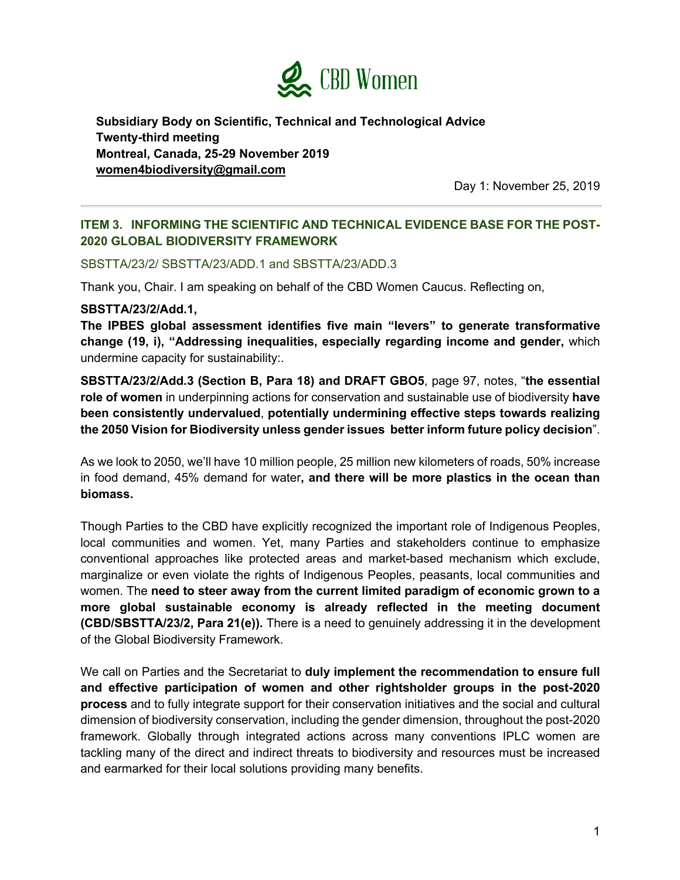CBD Women

**Subsidiary Body on Scientific, Technical and Technological Advice**
**Twenty-third meeting**
**Montreal, Canada, 25-29 November 2019**
**women4biodiversity@gmail.com**

Day 1: November 25, 2019

---

## ITEM 3. INFORMING THE SCIENTIFIC AND TECHNICAL EVIDENCE BASE FOR THE POST-2020 GLOBAL BIODIVERSITY FRAMEWORK

SBSTTA/23/2/ SBSTTA/23/ADD.1 and SBSTTA/23/ADD.3

Thank you, Chair. I am speaking on behalf of the CBD Women Caucus. Reflecting on,

**SBSTTA/23/2/Add.1,**
**The IPBES global assessment identifies five main "levers" to generate transformative change (19, i), "Addressing inequalities, especially regarding income and gender,** which undermine capacity for sustainability:.

**SBSTTA/23/2/Add.3 (Section B, Para 18) and DRAFT GBO5**, page 97, notes, "**the essential role of women** in underpinning actions for conservation and sustainable use of biodiversity **have been consistently undervalued**, **potentially undermining effective steps towards realizing the 2050 Vision for Biodiversity unless gender issues better inform future policy decision**".

As we look to 2050, we'll have 10 million people, 25 million new kilometers of roads, 50% increase in food demand, 45% demand for water**, and there will be more plastics in the ocean than biomass.**

Though Parties to the CBD have explicitly recognized the important role of Indigenous Peoples, local communities and women. Yet, many Parties and stakeholders continue to emphasize conventional approaches like protected areas and market-based mechanism which exclude, marginalize or even violate the rights of Indigenous Peoples, peasants, local communities and women. The **need to steer away from the current limited paradigm of economic grown to a more global sustainable economy is already reflected in the meeting document (CBD/SBSTTA/23/2, Para 21(e)).** There is a need to genuinely addressing it in the development of the Global Biodiversity Framework.

We call on Parties and the Secretariat to **duly implement the recommendation to ensure full and effective participation of women and other rightsholder groups in the post-2020 process** and to fully integrate support for their conservation initiatives and the social and cultural dimension of biodiversity conservation, including the gender dimension, throughout the post-2020 framework. Globally through integrated actions across many conventions IPLC women are tackling many of the direct and indirect threats to biodiversity and resources must be increased and earmarked for their local solutions providing many benefits.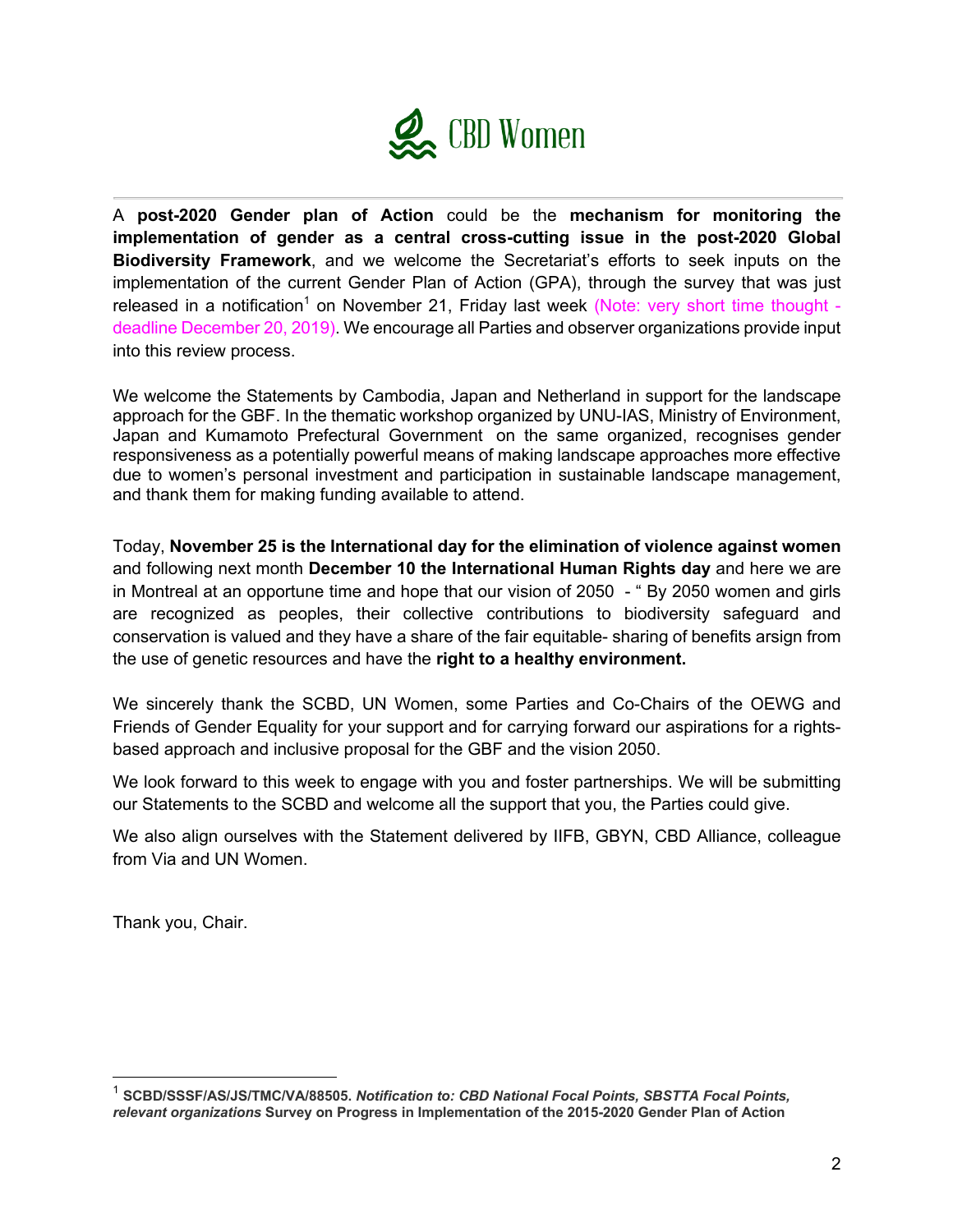CBD Women

A **post-2020 Gender plan of Action** could be the **mechanism for monitoring the implementation of gender as a central cross-cutting issue in the post-2020 Global Biodiversity Framework**, and we welcome the Secretariat's efforts to seek inputs on the implementation of the current Gender Plan of Action (GPA), through the survey that was just released in a notification[1] on November 21, Friday last week (Note: very short time thought - deadline December 20, 2019). We encourage all Parties and observer organizations provide input into this review process.

We welcome the Statements by Cambodia, Japan and Netherland in support for the landscape approach for the GBF. In the thematic workshop organized by UNU-IAS, Ministry of Environment, Japan and Kumamoto Prefectural Government on the same organized, recognises gender responsiveness as a potentially powerful means of making landscape approaches more effective due to women's personal investment and participation in sustainable landscape management, and thank them for making funding available to attend.

Today, **November 25 is the International day for the elimination of violence against women** and following next month **December 10 the International Human Rights day** and here we are in Montreal at an opportune time and hope that our vision of 2050 - " By 2050 women and girls are recognized as peoples, their collective contributions to biodiversity safeguard and conservation is valued and they have a share of the fair equitable- sharing of benefits arsign from the use of genetic resources and have the **right to a healthy environment.**

We sincerely thank the SCBD, UN Women, some Parties and Co-Chairs of the OEWG and Friends of Gender Equality for your support and for carrying forward our aspirations for a rights-based approach and inclusive proposal for the GBF and the vision 2050.

We look forward to this week to engage with you and foster partnerships. We will be submitting our Statements to the SCBD and welcome all the support that you, the Parties could give.

We also align ourselves with the Statement delivered by IIFB, GBYN, CBD Alliance, colleague from Via and UN Women.

Thank you, Chair.

---

[1] **SCBD/SSSF/AS/JS/TMC/VA/88505.** ***Notification to: CBD National Focal Points, SBSTTA Focal Points, relevant organizations*** **Survey on Progress in Implementation of the 2015-2020 Gender Plan of Action**